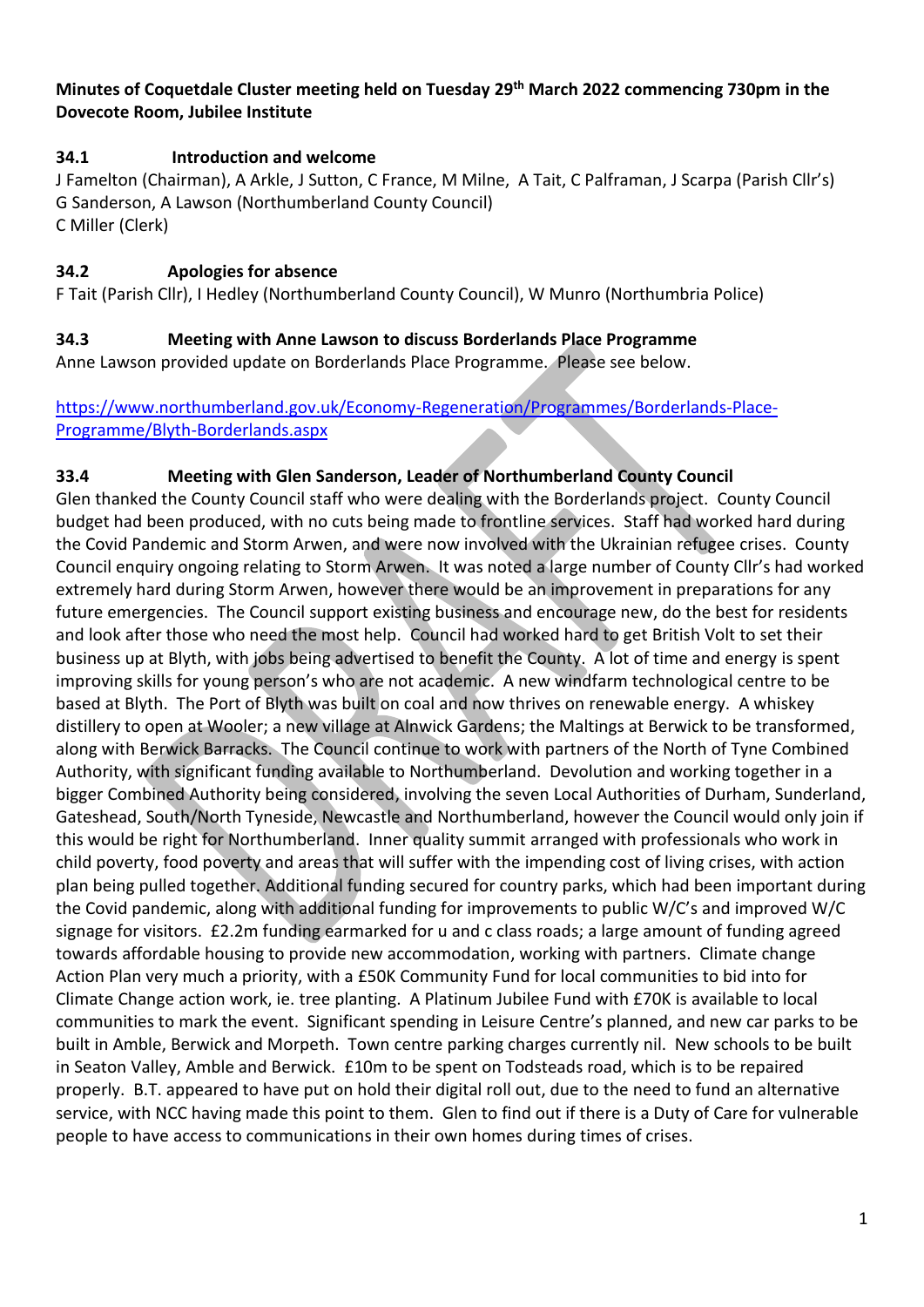**Minutes of Coquetdale Cluster meeting held on Tuesday 29th March 2022 commencing 730pm in the Dovecote Room, Jubilee Institute**

**34.1 Introduction and welcome**

J Famelton (Chairman), A Arkle, J Sutton, C France, M Milne, A Tait, C Palframan, J Scarpa (Parish Cllr's)
G Sanderson, A Lawson (Northumberland County Council)
C Miller (Clerk)

**34.2 Apologies for absence**

F Tait (Parish Cllr), I Hedley (Northumberland County Council), W Munro (Northumbria Police)

**34.3 Meeting with Anne Lawson to discuss Borderlands Place Programme**

Anne Lawson provided update on Borderlands Place Programme. Please see below.

[https://www.northumberland.gov.uk/Economy-Regeneration/Programmes/Borderlands-Place-Programme/Blyth-Borderlands.aspx](https://www.northumberland.gov.uk/Economy-Regeneration/Programmes/Borderlands-Place-Programme/Blyth-Borderlands.aspx)

**33.4 Meeting with Glen Sanderson, Leader of Northumberland County Council**

Glen thanked the County Council staff who were dealing with the Borderlands project. County Council budget had been produced, with no cuts being made to frontline services. Staff had worked hard during the Covid Pandemic and Storm Arwen, and were now involved with the Ukrainian refugee crises. County Council enquiry ongoing relating to Storm Arwen. It was noted a large number of County Cllr's had worked extremely hard during Storm Arwen, however there would be an improvement in preparations for any future emergencies. The Council support existing business and encourage new, do the best for residents and look after those who need the most help. Council had worked hard to get British Volt to set their business up at Blyth, with jobs being advertised to benefit the County. A lot of time and energy is spent improving skills for young person's who are not academic. A new windfarm technological centre to be based at Blyth. The Port of Blyth was built on coal and now thrives on renewable energy. A whiskey distillery to open at Wooler; a new village at Alnwick Gardens; the Maltings at Berwick to be transformed, along with Berwick Barracks. The Council continue to work with partners of the North of Tyne Combined Authority, with significant funding available to Northumberland. Devolution and working together in a bigger Combined Authority being considered, involving the seven Local Authorities of Durham, Sunderland, Gateshead, South/North Tyneside, Newcastle and Northumberland, however the Council would only join if this would be right for Northumberland. Inner quality summit arranged with professionals who work in child poverty, food poverty and areas that will suffer with the impending cost of living crises, with action plan being pulled together. Additional funding secured for country parks, which had been important during the Covid pandemic, along with additional funding for improvements to public W/C's and improved W/C signage for visitors. £2.2m funding earmarked for u and c class roads; a large amount of funding agreed towards affordable housing to provide new accommodation, working with partners. Climate change Action Plan very much a priority, with a £50K Community Fund for local communities to bid into for Climate Change action work, ie. tree planting. A Platinum Jubilee Fund with £70K is available to local communities to mark the event. Significant spending in Leisure Centre's planned, and new car parks to be built in Amble, Berwick and Morpeth. Town centre parking charges currently nil. New schools to be built in Seaton Valley, Amble and Berwick. £10m to be spent on Todsteads road, which is to be repaired properly. B.T. appeared to have put on hold their digital roll out, due to the need to fund an alternative service, with NCC having made this point to them. Glen to find out if there is a Duty of Care for vulnerable people to have access to communications in their own homes during times of crises.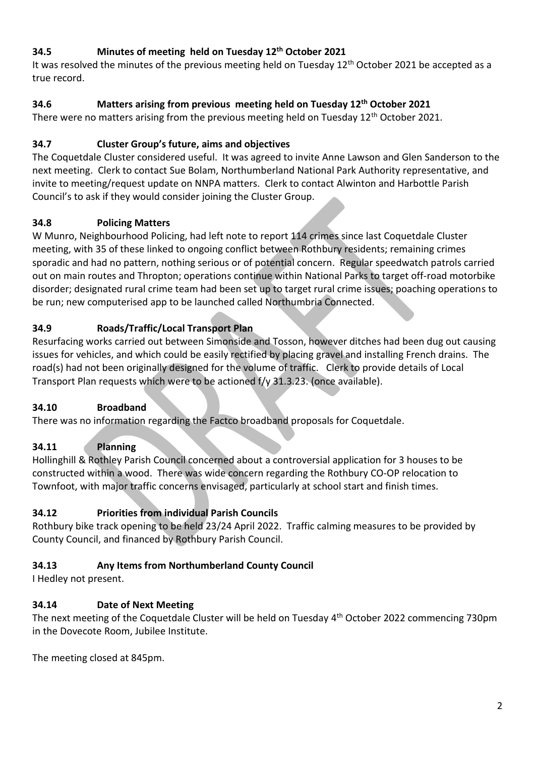### 34.5 Minutes of meeting held on Tuesday 12th October 2021

It was resolved the minutes of the previous meeting held on Tuesday 12th October 2021 be accepted as a true record.

### 34.6 Matters arising from previous meeting held on Tuesday 12th October 2021

There were no matters arising from the previous meeting held on Tuesday 12th October 2021.

### 34.7 Cluster Group's future, aims and objectives

The Coquetdale Cluster considered useful. It was agreed to invite Anne Lawson and Glen Sanderson to the next meeting. Clerk to contact Sue Bolam, Northumberland National Park Authority representative, and invite to meeting/request update on NNPA matters. Clerk to contact Alwinton and Harbottle Parish Council's to ask if they would consider joining the Cluster Group.

### 34.8 Policing Matters

W Munro, Neighbourhood Policing, had left note to report 114 crimes since last Coquetdale Cluster meeting, with 35 of these linked to ongoing conflict between Rothbury residents; remaining crimes sporadic and had no pattern, nothing serious or of potential concern. Regular speedwatch patrols carried out on main routes and Thropton; operations continue within National Parks to target off-road motorbike disorder; designated rural crime team had been set up to target rural crime issues; poaching operations to be run; new computerised app to be launched called Northumbria Connected.

### 34.9 Roads/Traffic/Local Transport Plan

Resurfacing works carried out between Simonside and Tosson, however ditches had been dug out causing issues for vehicles, and which could be easily rectified by placing gravel and installing French drains. The road(s) had not been originally designed for the volume of traffic. Clerk to provide details of Local Transport Plan requests which were to be actioned f/y 31.3.23. (once available).

### 34.10 Broadband

There was no information regarding the Factco broadband proposals for Coquetdale.

### 34.11 Planning

Hollinghill & Rothley Parish Council concerned about a controversial application for 3 houses to be constructed within a wood. There was wide concern regarding the Rothbury CO-OP relocation to Townfoot, with major traffic concerns envisaged, particularly at school start and finish times.

### 34.12 Priorities from individual Parish Councils

Rothbury bike track opening to be held 23/24 April 2022. Traffic calming measures to be provided by County Council, and financed by Rothbury Parish Council.

### 34.13 Any Items from Northumberland County Council

I Hedley not present.

### 34.14 Date of Next Meeting

The next meeting of the Coquetdale Cluster will be held on Tuesday 4th October 2022 commencing 730pm in the Dovecote Room, Jubilee Institute.

The meeting closed at 845pm.